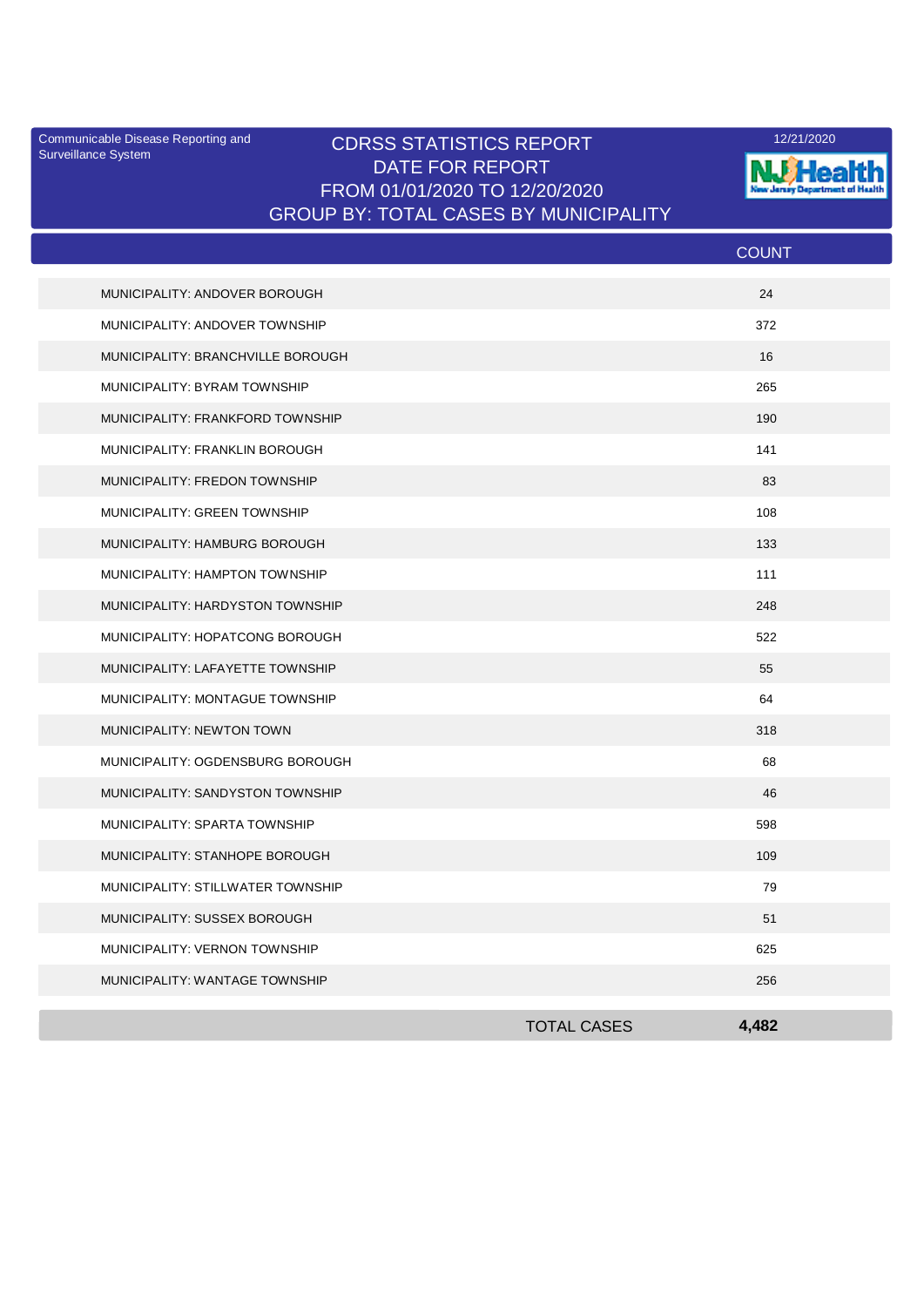Communicable Disease Reporting and Surveillance System

12/21/2020

# CDRSS STATISTICS REPORT
## DATE FOR REPORT
## FROM 01/01/2020 TO 12/20/2020
## GROUP BY: TOTAL CASES BY MUNICIPALITY

| | COUNT |
|---|---|
| MUNICIPALITY: ANDOVER BOROUGH | 24 |
| MUNICIPALITY: ANDOVER TOWNSHIP | 372 |
| MUNICIPALITY: BRANCHVILLE BOROUGH | 16 |
| MUNICIPALITY: BYRAM TOWNSHIP | 265 |
| MUNICIPALITY: FRANKFORD TOWNSHIP | 190 |
| MUNICIPALITY: FRANKLIN BOROUGH | 141 |
| MUNICIPALITY: FREDON TOWNSHIP | 83 |
| MUNICIPALITY: GREEN TOWNSHIP | 108 |
| MUNICIPALITY: HAMBURG BOROUGH | 133 |
| MUNICIPALITY: HAMPTON TOWNSHIP | 111 |
| MUNICIPALITY: HARDYSTON TOWNSHIP | 248 |
| MUNICIPALITY: HOPATCONG BOROUGH | 522 |
| MUNICIPALITY: LAFAYETTE TOWNSHIP | 55 |
| MUNICIPALITY: MONTAGUE TOWNSHIP | 64 |
| MUNICIPALITY: NEWTON TOWN | 318 |
| MUNICIPALITY: OGDENSBURG BOROUGH | 68 |
| MUNICIPALITY: SANDYSTON TOWNSHIP | 46 |
| MUNICIPALITY: SPARTA TOWNSHIP | 598 |
| MUNICIPALITY: STANHOPE BOROUGH | 109 |
| MUNICIPALITY: STILLWATER TOWNSHIP | 79 |
| MUNICIPALITY: SUSSEX BOROUGH | 51 |
| MUNICIPALITY: VERNON TOWNSHIP | 625 |
| MUNICIPALITY: WANTAGE TOWNSHIP | 256 |
| TOTAL CASES | **4,482** |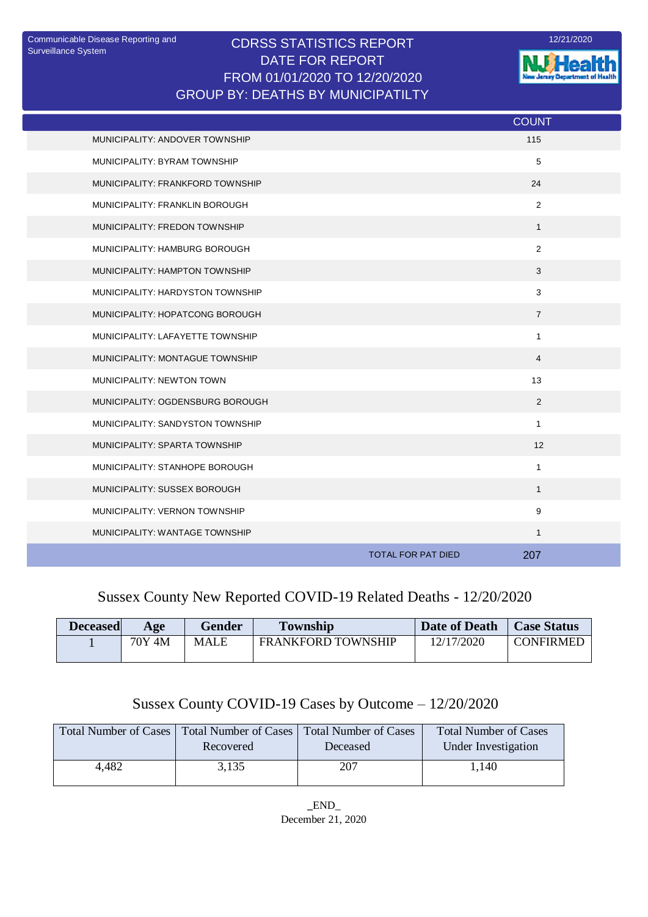Communicable Disease Reporting and Surveillance System

# CDRSS STATISTICS REPORT
## DATE FOR REPORT
## FROM 01/01/2020 TO 12/20/2020
## GROUP BY: DEATHS BY MUNICIPATILTY

12/21/2020

| | COUNT |
|---|---|
| MUNICIPALITY: ANDOVER TOWNSHIP | 115 |
| MUNICIPALITY: BYRAM TOWNSHIP | 5 |
| MUNICIPALITY: FRANKFORD TOWNSHIP | 24 |
| MUNICIPALITY: FRANKLIN BOROUGH | 2 |
| MUNICIPALITY: FREDON TOWNSHIP | 1 |
| MUNICIPALITY: HAMBURG BOROUGH | 2 |
| MUNICIPALITY: HAMPTON TOWNSHIP | 3 |
| MUNICIPALITY: HARDYSTON TOWNSHIP | 3 |
| MUNICIPALITY: HOPATCONG BOROUGH | 7 |
| MUNICIPALITY: LAFAYETTE TOWNSHIP | 1 |
| MUNICIPALITY: MONTAGUE TOWNSHIP | 4 |
| MUNICIPALITY: NEWTON TOWN | 13 |
| MUNICIPALITY: OGDENSBURG BOROUGH | 2 |
| MUNICIPALITY: SANDYSTON TOWNSHIP | 1 |
| MUNICIPALITY: SPARTA TOWNSHIP | 12 |
| MUNICIPALITY: STANHOPE BOROUGH | 1 |
| MUNICIPALITY: SUSSEX BOROUGH | 1 |
| MUNICIPALITY: VERNON TOWNSHIP | 9 |
| MUNICIPALITY: WANTAGE TOWNSHIP | 1 |
| TOTAL FOR PAT DIED | 207 |

## Sussex County New Reported COVID-19 Related Deaths - 12/20/2020

| Deceased | Age | Gender | Township | Date of Death | Case Status |
|---|---|---|---|---|---|
| 1 | 70Y 4M | MALE | FRANKFORD TOWNSHIP | 12/17/2020 | CONFIRMED |

## Sussex County COVID-19 Cases by Outcome – 12/20/2020

| Total Number of Cases | Total Number of Cases Recovered | Total Number of Cases Deceased | Total Number of Cases Under Investigation |
|---|---|---|---|
| 4,482 | 3,135 | 207 | 1,140 |

_END_
December 21, 2020